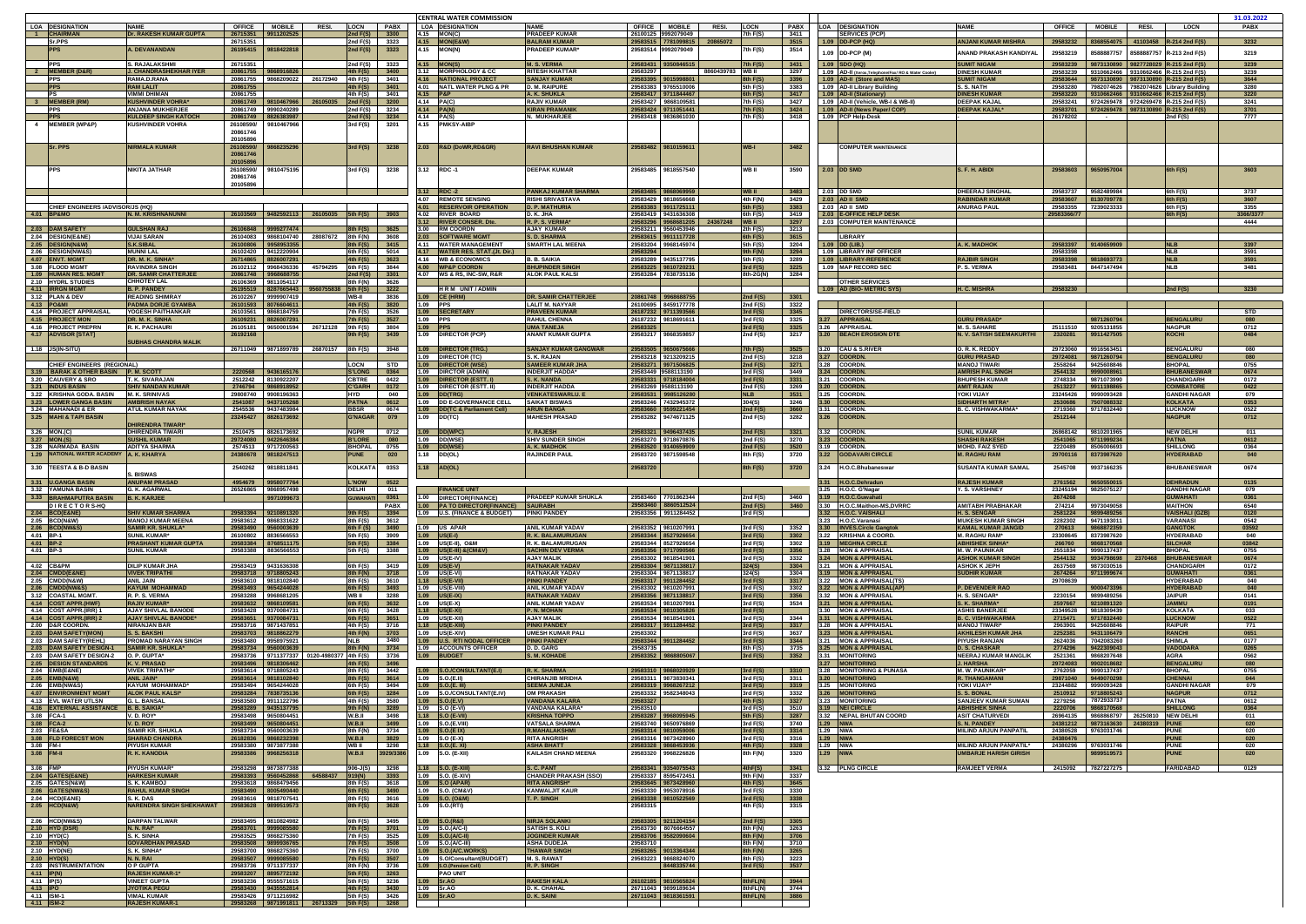# CENTRAL WATER COMMISSION

31.03.2022

| LOA | DESIGNATION | NAME | OFFICE | MOBILE | RESI. | LOCN | PABX |
|---|---|---|---|---|---|---|---|
| 1 | CHAIRMAN | Dr. RAKESH KUMAR GUPTA | 26715351 | 9911202525 | | 2nd F(S) | 3300 |
| | Sr.PPS | | 26715351 | | | 2nd F(S) | 3323 |
| | PPS | A. DEVANANDAN | 26195415 | 9818422818 | | 2nd F(S) | 3323 |
| | PPS | S.RAJALAKSHMI | 26715351 | | | 2nd F(S) | 3323 |
| 2 | MEMBER (D&R) | J. CHANDRASHEKHAR IYER | 20861755 | 9868916826 | | 4th F(S) | 3400 |
| | PPS | RAMA.D.RANA | 20861755 | 9868209022 | 26172940 | 4th F(S) | 3401 |
| | PPS | RAM LALIT | 20861755 | | | 4th F(S) | 3401 |
| | PS | VIMMI DHIMAN | 20861755 | | | 4th F(S) | 3401 |
| 3 | MEMBER (RM) | KUSHVINDER VOHRA* | 20861749 | 9810467966 | 26105035 | 2nd F(S) | 3200 |
| | PPS | ANJANA MUKHERJEE | 20861749 | 9990240289 | | 2nd F(S) | 3234 |
| | PPS | KULDEEP SINGH KATOCH | 20861749 | 8826383987 | | 2nd F(S) | 3234 |
| 4 | MEMBER (WP&P) | KUSHVINDER VOHRA | 26108590/ 20861746 20105896 | 9810467966 | | 3rd F(S) | 3201 |
| | Sr. PPS | NIRMALA KUMAR | 26108590/ 20861746 20105896 | 9868235296 | | 3rd F(S) | 3238 |
| | PPS | NIKITA JATHAR | 26108590/ 20861746 20105896 | 9810475195 | | 3rd F(S) | 3238 |
| | CHIEF ENGINEERS (ADVISOR US (HQ)) | | | | | | |
| 4.01 | BP&MO | N. M. KRISHNANUNNI | 26103569 | 9482592113 | 26105035 | 5th F(S) | 3903 |
| 2.03 | DAM SAFETY | GULSHAN RAJ | 26106848 | 9999277474 | | 8th F(N) | 3625 |
| 2.04 | DESIGN(E&NE) | VIJAI SARAN | 26104083 | 9868104740 | 28087672 | 8th F(N) | 3608 |
| 2.05 | DESIGN(N&W) | S.K.SIBAL | 26100806 | 9958953355 | | 8th F(S) | 3415 |
| 2.06 | DESIGN(NW&S) | MUNNI LAL | 26102420 | 9412220904 | | 6th F(S) | 5014 |
| 4.07 | ENVT. MGMT | DR. M. K. SINHA* | 26714865 | 8826007291 | | 4th F(S) | 3623 |
| 3.08 | FLOOD MGMT | RAVINDRA SINGH | 26102112 | 9968436136 | 45794295 | 6th F(S) | 3844 |
| 1.09 | HUMAN RES. MGMT | DR. SAMIR CHATTERJEE | 20861748 | 9968688755 | | 2nd F(S) | 3301 |
| 2.10 | HYDRL STUDIES | CHHOTEY LAL | 26106369 | 9811054117 | | 8th F(N) | 3626 |
| 4.11 | IRRGN MGMT | B. P. PANDEY | 26195519 | 8287665443 | 9560755838 | 5th F(S) | 3222 |
| 3.12 | PLAN & DEV | READING SHIMRAY | 26102267 | 9999907419 | | WB-II | 3836 |
| 4.13 | PO&MI | PADMA DORJE GYAMBA | 26101503 | 8076604611 | | 4th F(S) | 3820 |
| 4.14 | PROJECT APPRAISAL | YOGESH PAITHANKAR | 26103561 | 9868184759 | | 7th F(S) | 3526 |
| 4.15 | PROJECT MON | DR. M. K. SINHA | 26109231 | 8826007291 | | 7th F(S) | 3527 |
| 4.16 | PROJECT PREPRN | R. K. PACHAURI | 26105181 | 9650001594 | 26712128 | 9th F(S) | 3804 |
| 4.17 | ADVISOR [STAT] | SUBHAS CHANDRA MALIK | 26192168 | | | 9th F(S) | 3439 |
| 1.18 | JS(IN-SITU) | | 26711049 | 9871899789 | 26870157 | 8th F(S) | 3948 |
| | CHIEF ENGINEERS (REGIONAL) | | | | | LOCN | STD |
| 3.19 | BARAK & OTHER BASIN | P. M. SCOTT | 2220568 | 9436165176 | | S'LONG | 0364 |
| 3.20 | CAUVERY & SRO | T. K. SIVARAJAN | 2512242 | 8130922207 | | CBTRE | 0422 |
| 3.21 | INDUS BASIN | SHIV NANDAN KUMAR | 2746794 | 9868918952 | | C'GARH | 0172 |
| 3.22 | KRISHNA GODA. BASIN | M. K. SRINIVAS | 29808740 | 9908196363 | | HYD | 040 |
| 3.23 | LOWER GANGA BASIN | AMBRISH NAYAK | 2541067 | 9437105268 | | PATNA | 0612 |
| 3.24 | MAHANADI & ER | ATUL KUMAR NAYAK | 2545536 | 9437483984 | | BBSR | 0674 |
| 3.25 | MAHI & TAPI BASIN | DHIRENDRA TIWARI* | 23245427 | 8826173692 | | G'NAGAR | 079 |
| 3.26 | MON.(C) | DHIRENDRA TIWARI | 2510475 | 8826173692 | | NGPR | 0712 |
| 3.27 | MON.(S) | SUSHIL KUMAR | 29724080 | 9422646384 | | B'LORE | 080 |
| 3.28 | NARMADA BASIN | ADITYA SHARMA | 2574513 | 9717200563 | | BHOPAL | 0755 |
| 1.29 | NATIONAL WATER ACADEMY | A. K. KHARYA | 24380678 | 9818247513 | | PUNE | 020 |
| 3.30 | TEESTA & B-D BASIN | S. BISWAS | 2540262 | 9818811841 | | KOLKATA | 0353 |
| 3.31 | U.GANGA BASIN | ANUPAM PRASAD | 4954679 | 9958077764 | | L'NOW | 0522 |
| 3.32 | YAMUNA BASIN | G. K. AGARWAL | 26526865 | 9868957498 | | DELHI | 011 |
| 3.33 | BRAHMAPUTRA BASIN | B. K. KARJEE | | 9971099673 | | GUWAHATI | 0361 |
| | DIRECTORS-HQ | | | | | | PABX |
| 2.04 | BCD(E&NE) | SHIV KUMAR SHARMA | 29583394 | 9210891320 | | 9th F(S) | 3394 |
| 2.05 | BCD(N&W) | MANOJ KUMAR MEENA | 29583612 | 9868331622 | | 8th F(S) | 3612 |
| 2.06 | BCD(NW&S) | SAMIR KR. SHUKLA* | 29583490 | 9560003639 | | 6th F (S) | 3490 |
| 4.01 | BP-1 | SUNIL KUMAR* | 26100802 | 8836566553 | | 5th F(S) | 3909 |
| 4.01 | BP-2 | PRASHANT KUMAR GUPTA | 29583384 | 8768511175 | | 5th F(S) | 3384 |
| 4.01 | BP-3 | SUNIL KUMAR | 29583388 | 8836566553 | | 5th F(S) | 3388 |
| 4.04 | CB&PM | DILIP KUMAR JHA | 29583419 | 9431636308 | | 6th F(S) | 3419 |
| 2.06 | CMDD(E&NE) | VIVEK TRIPATHI | 29583718 | 9718805243 | | 8th F(N) | 3718 |
| 2.05 | CMDD(N&W) | ANIL JAIN | 29583610 | 9818102840 | | 8th F(S) | 3610 |
| 2.06 | CMDD(NW&S) | KAYUM MOHAMMAD | 29583493 | 9654244028 | | 6th F(S) | 3493 |
| 3.12 | COASTAL MGMT. | R. P. S. VERMA | 29583288 | 9968681205 | | WB II | 3288 |
| 4.14 | COST APPR.(HWF) | RAJIV KUMAR* | 29583632 | 9868109581 | | 6th F(S) | 3632 |
| 4.14 | COST APPR.(IRR) 1 | AJAY SHIVLAL BANODE | 29583428 | 9370084731 | | 6th F(S) | 3428 |
| 4.14 | COST APPR.(IRR) 2 | AJAY SHIVLAL BANODE* | 29583651 | 9370084731 | | 6th F(S) | 3651 |
| 2.00 | D&R COORDN. | NIRANJAN BAR | 29583716 | 9871437851 | | 4th F(S) | 3716 |
| 2.03 | DAM SAFETY(MON) | S. S. BAKSHI | 29583703 | 9818862279 | | 4th F(N) | 3703 |
| 2.03 | DAM SAFETY(REHL) | PROMAD NARAYAN SINGH | 29583480 | 9958975921 | | NLB | 3480 |
| 2.03 | DAM SAFETY DESIGN-1 | SAMIR KR. SHUKLA* | 29583734 | 9560003639 | | 8th F(N) | 3734 |
| 2.03 | DAM SAFETY DESIGN-2 | G. P. GUPTA* | 29583736 | 9711377337 | 0120-4980377 | 4th F(S) | 3736 |
| 2.05 | DESIGN STANDARDS | K. V. PRASAD | 29583406 | 9818306462 | | 4th F(S) | 3406 |
| 2.04 | EMBD(E&NE) | VIVEK TRIPATHI* | 29583614 | 9718805243 | | 8th F(S) | 3442 |
| 2.05 | EMBD(N&W) | ANIL JAIN* | 29583614 | 9818102840 | | 8th F(S) | 3614 |
| 2.06 | EMBD(NW&S) | KAYUM MOHAMMAD* | 29583494 | 9654244028 | | 6th F(S) | 3494 |
| 4.07 | ENVIRONMENT MGMT | ALOK PAUL KALSI* | 29583284 | 7838735136 | | 6th F(S) | 3284 |
| 4.13 | EVL WATER UTLSN | G. L. BANSAL | 29583580 | 9911122796 | | 4th F(S) | 3580 |
| 4.16 | EXTERNAL ASSISTANCE | B. B. SAIKIA* | 29583289 | 9435137795 | | 9th F(S) | 3289 |
| 3.08 | FCA-1 | V. D. ROY* | 29583498 | 9650804451 | | W.B.II | 3498 |
| 3.08 | FCA-2 | V. D. ROY | 29583499 | 9650804451 | | W.B.II | 3499 |
| 2.03 | FE&SA | SAMIR KR. SHUKLA | 29583734 | 9560003639 | | 8th F(N) | 3734 |
| 3.08 | FLD FORECST MON | SHARAD CHANDRA | 26182836 | 9868232398 | | W.B.II | 3829 |
| 3.08 | FM-I | PIYUSH KUMAR | 29583380 | 9873877388 | | WB II | 3298 |
| 3.08 | FM-II | R. K. KANODIA | 29583386 | 9968256318 | | W.B.II | 3929/3386 |
| 3.08 | FMP | PIYUSH KUMAR* | 29583298 | 9873877388 | | 906-J(S) | 3298 |
| 2.04 | GATES(E&NE) | HARKESH KUMAR | 29583393 | 9560452868 | 64588437 | 919(N) | 3393 |
| 2.05 | GATES(N&W) | S. K. KAMBOJ | 29583618 | 9868479456 | | 8th F(S) | 3618 |
| 2.06 | GATES(NW&S) | RAHUL KUMAR SINGH | 29583490 | 8005489440 | | 6th F(S) | 3490 |
| 2.04 | HCD(E&NE) | S. K. DAS | 29583616 | 9818707541 | | 8th F(S) | 3616 |
| 2.05 | HCD(N&W) | NARENDRA SINGH SHEKHAWAT | 29583628 | 9899519573 | | 8th F(S) | 3628 |
| 2.06 | HCD(NW&S) | DARPAN TALWAR | 29583495 | 9810824982 | | 6th F(S) | 3495 |
| 2.10 | HYD (DSR) | N. N. RAI* | 29583701 | 9999085580 | | 7th F(S) | 3701 |
| 2.10 | HYD(C) | S. K. SINHA | 29583525 | 9868275360 | | 7th F(S) | 3525 |
| 2.10 | HYD(N) | GOVARDHAN PRASAD | 29583508 | 9899936765 | | 7th F(S) | 3508 |
| 2.10 | HYD(NE) | S. K. SINHA* | 29583700 | 9868275360 | | 7th F(N) | 3700 |
| 2.10 | HYD(S) | N. N. RAI | 29583507 | 9999085580 | | 7th F(S) | 3507 |
| 2.03 | INSTRUMENTATION | O P GUPTA | 29583736 | 9711377337 | | 8th F(N) | 3736 |
| 4.11 | IP(N) | RAJESH KUMAR-1* | 29583207 | 8859772192 | | 5th F(S) | 3263 |
| 4.11 | IP(S) | VINEET GUPTA | 29583236 | 9555571615 | | 5th F(S) | 3236 |
| 4.13 | IPO | JYOTIKA PEGU | 29583430 | 9435526814 | | 4th F(S) | 3430 |
| 4.11 | ISM-1 | VIMAL KUMAR | 29583426 | 9711216982 | | 5th F(S) | 3426 |
| 4.11 | ISM-2 | RAJESH KUMAR-1 | 29583268 | 9871991811 | 26713329 | 5th F(S) | 3268 |

| LOA | DESIGNATION | NAME | OFFICE | MOBILE | RESI. | LOCN | PABX |
|---|---|---|---|---|---|---|---|
| 4.15 | MON(C) | PRADEEP KUMAR | 26100125 | 9992079049 | | 7th F(S) | 3411 |
| 4.15 | MON(E&W) | BALRAM KUMAR | 29583515 | 7781099815 | 20865072 | | 3515 |
| 4.15 | MON(N) | PRADEEP KUMAR* | 29583514 | 9992079049 | | 7th F(S) | 3514 |
| 4.15 | MON(S) | M. S. VERMA | 29583431 | 9350846515 | | 7th F(S) | 3431 |
| 3.12 | MORPHOLOGY & CC | RITESH KHATTAR | 29583297 | | 8860439783 | WB II | 3297 |
| 4.16 | NATIONAL PROJECT | SANJAY KUMAR | 29583395 | 9015998801 | | 8th F(S) | 3395 |
| 4.01 | NATL WATER PLNG & PR | D. M. RAIPURE | 29583383 | 9765510006 | | 5th F(S) | 3383 |
| 4.15 | P&P | A. K. SHUKLA | 29583417 | 9711844467 | | 9th F(S) | 3417 |
| 4.14 | PA(C) | RAJIV KUMAR | 29583427 | 9868109581 | | 7th F(S) | 3427 |
| 4.14 | PA(N) | KIRAN PRAMANIK | 29583424 | 9711551441 | | 7th F(S) | 3424 |
| 4.14 | PA(S) | N. MUKHARJEE | 29583418 | 9836861030 | | 7th F(S) | 3418 |
| 4.15 | PMKSY-AIBP | | | | | | |
| 2.03 | R&D (DoWR,RD&GR) | RAVI BHUSHAN KUMAR | 29583482 | 9810159611 | | WB-I | 3482 |
| 3.12 | RDC -1 | DEEPAK KUMAR | 29583485 | 9818557540 | | WB II | 3590 |
| 3.12 | RDC -2 | PANKAJ KUMAR SHARMA | 29583485 | 9868069959 | | WB II | 3483 |
| 4.07 | REMOTE SENSING | RISHI SRIVASTAVA | 29583429 | 9818656668 | | 4th F(N) | 3429 |
| 4.01 | RESERVOIR OPERATION | D. P. MATHURIA | 29583383 | 9911725111 | | 5th F(S) | 3383 |
| 4.02 | RIVER BOARD | D. K. JHA | 29583419 | 9431636308 | | 6th F(S) | 3419 |
| 3.12 | RIVER CONSER. Dte. | R. P. S. VERMA* | 29583296 | 9968681205 | 24367248 | WB II | 3297 |
| 3.00 | RM COORDN | AJAY KUMAR | 29583211 | 9560453946 | | 2th F(S) | 3213 |
| 2.03 | SOFTWARE MGMT | S. D. SHARMA | 29583615 | 9911117728 | | 6th F(S) | 3615 |
| 4.11 | WATER MANAGEMENT | SMARTH LAL MEENA | 29583204 | 9968145974 | | 5th F(S) | 3204 |
| 4.17 | WATER RES. STAT.(JL Dir.) | | 29583294 | | | 9th F(N) | 3294 |
| 4.16 | WB & ECONOMICS | B. B. SAIKIA | 29583289 | 9435137795 | | 5th F(S) | 3289 |
| 4.00 | WP&P COORDN | BHUPINDER SINGH | 29583225 | 9810720231 | | 3rd F(S) | 3225 |
| 4.07 | WS & RS, INC-SW, R&R | ALOK PAUL KALSI | 29583284 | 7838735136 | | 8th-2G(N) | 3284 |
| | H R M UNIT / ADMIN | | | | | | |
| 1.09 | CE (HRM) | DR. SAMIR CHATTERJEE | 20861748 | 9968688755 | | 2nd F(S) | 3301 |
| 1.09 | PPS | LALIT M. NAYYAR | 26100609 | 8459177778 | | 2nd F(S) | 3322 |
| 1.09 | SECRETARY | PRAVEEN KUMAR | 26187232 | 9711393566 | | 3rd F(S) | 3345 |
| 1.09 | PPS | RAHUL CHENNA | 26187232 | 9818969611 | | 3rd F(S) | 3325 |
| 1.09 | PPS | UMA TANEJA | 29583325 | | | 3rd F(S) | 3325 |
| 1.09 | DIRECTOR (PCP) | ANANT KUMAR GUPTA | 29583217 | 9868359857 | | 2nd F(S) | 3217 |
| 1.09 | DIRECTOR (TRG.) | SANJAY KUMAR GANGWAR | 29583505 | 9650675666 | | 7th F(S) | 3525 |
| 1.09 | DIRECTOR (TC) | S. K. RAJAN | 29583218 | 9213209215 | | 2nd F(S) | 3218 |
| 1.09 | DIRECTOR (WSE) | SAMEER KUMAR JHA | 29583271 | 9971506825 | | 2nd F(S) | 3271 |
| 1.09 | DIRCTOR (ADMIN) | INDERJIT HADDA | 29583449 | 9588113190 | | 3rd F(S) | 3449 |
| 1.09 | DIRECTOR (ESTT. I) | S. K. NANDA | 29583331 | 9718184004 | | 3rd F(S) | 3331 |
| 1.09 | DIRECTOR (ESTT. II) | INDERJIT HADDA | 29583269 | 9588113190 | | 3rd F(S) | 3269 |
| 1.09 | DD(TRG) | VENKATESWARLU. E | 29583531 | 9985126280 | | NLB | 3531 |
| 1.09 | SO. E-GOVERNANCE CELL | SAIKAT BISWAS | 29583246 | 7432945372 | | 304(S) | 3246 |
| 1.09 | DD(TC & Parliament Cell) | ARUN BANGA | 29583660 | 9599221454 | | 2nd F(S) | 3660 |
| 1.09 | DD(TC) | MAHESH PRASAD | 29583282 | 9474671125 | | 2nd F(S) | 3282 |
| 1.09 | DD(WPC) | V. RAJESH | 29583321 | 9496437435 | | 2nd F(S) | 3321 |
| 1.09 | DD(WSE) | SHIV SUNDER SINGH | 29583270 | 9718670876 | | 2nd F(S) | 3270 |
| 1.09 | DD(WSE) | A. K. MADHOK | 29583520 | 8140659909 | | 2nd F(S) | 3520 |
| 1.18 | DD(OL) | RAJINDER PAUL | 29583720 | 9871598548 | | 8th F(S) | 3720 |
| 1.18 | AD(OL) | | 29583720 | | | 8th F(S) | 3720 |
| | FINANCE UNIT | | | | | | |
| 1.00 | DIRECTOR(FINANCE) | PRADEEP KUMAR SHUKLA | 29583460 | 7701862344 | | 2nd F(S) | 3460 |
| 1.00 | PA TO DIRECTOR(FINANCE) | SAURABH | 29583460 | 8860512524 | | 2nd F(S) | 3460 |
| 1.09 | U.S. (FINANCE & BUDGET) | PINKI PANDEY | 29583356 | 9911284452 | | 3rd F(S) | |
| 1.09 | US APAR | ANIL KUMAR YADAV | 29583352 | 9810207991 | | 3rd F(S) | 3352 |
| 1.09 | US(E-I) | R. K. BALAMURUGAN | 29583344 | 8527926654 | | 3rd F(S) | 3302 |
| 1.09 | US(E-II), O&M | R. K. BALAMURUGAN | 29583344 | 8527926654 | | 3rd F(S) | 3302 |
| 1.09 | US(E-III) &(CM&V) | SACHIN DEV VERMA | 29583356 | 9717090566 | | 3rd F(S) | 3356 |
| 1.09 | US(E-IV) | AJAY MALIK | 29583302 | 9818541901 | | 3rd F(S) | 3332 |
| 1.09 | US(E-V) | RATNAKAR YADAV | 29583304 | 9871138817 | | 324(S) | 3304 |
| 1.09 | US(E-VI) | RATNAKAR YADAV | 29583304 | 9871138817 | | 324(S) | 3304 |
| 1.18 | US(E-VII) | PINKI PANDEY | 29583317 | 9911284452 | | 3rd F(S) | 3317 |
| 1.09 | US(E-VIII) | ANIL KUMAR YADAV | 29583302 | 9810207991 | | 3rd F(S) | 3302 |
| 1.09 | US(E-IX) | RATNAKAR YADAV | 29583356 | 9871138817 | | 3rd F(S) | 3356 |
| 1.09 | US(E-X) | ANIL KUMAR YADAV | 29583534 | 9810207991 | | 3rd F(S) | 3534 |
| 1.18 | US(E-XI) | P. N. MOHAN | 29583534 | 9810305826 | | 3rd F(S) | |
| 1.09 | US(E-XII) | AJAY MALIK | 29583332 | 9818541901 | | 3rd F(S) | |
| 1.18 | US(E-XIII) | PINKI PANDEY | 29583317 | 9911284452 | | 3rd F(S) | 3317 |
| 1.09 | US(E-XIV) | UMESH KUMAR PALI | 29583302 | | | 3rd F(S) | 3637 |
| 1.09 | U.S. RTI NODAL OFFICER | PINKI PANDEY | 29583344 | 9911284452 | | 3rd F(S) | 3344 |
| 1.09 | ACCOUNTS OFFICER | D. D. GARG | 29583735 | | | 8th F(S) | 3735 |
| 1.09 | BUDGET | S. M. KOHADE | 29583352 | 9868805067 | | 3rd F(S) | 3352 |
| 1.09 | S.O.CONSULTANT(E.I) | R. K. SHARMA | 29583310 | 9868020929 | | 3rd F(S) | 3310 |
| 1.09 | S.O.(E.II) | CHIRANJIB MRIDHA | 29583311 | 9873830341 | | 3rd F(S) | 3311 |
| 1.09 | S.O.(E.III) | SEEMA JUNEJA | 29583319 | 9868267212 | | 3rd F(S) | 3319 |
| 1.09 | S.O.CONSULTANT(E.IV) | OM PRAKASH | 29583232 | 9582348043 | | 4th F(S) | 3232 |
| 1.09 | S.O.(E.V) | VANDANA KALARA | 29583327 | | | 4th F(S) | 3327 |
| 1.09 | S.O (E-VI) | VANDANA KALARA* | 29583510 | | | 3rd F(S) | 3510 |
| 1.18 | S.O.(E-VII) | KRISHNA TOPPO | 29583287 | 9968095945 | | 5th F(S) | 3287 |
| 1.09 | S.O.(E-VIII) | VATSALA SHARMA | 29583740 | 9650976869 | | 3rd F(S) | 3740 |
| 1.09 | S.O.(E-IX) | R.MAHALAKSHMI | 29583314 | 9810059006 | | 3rd F(S) | 3314 |
| 1.09 | S.O.(E-X) | RITA ANGRISH | 29583316 | 9873428960 | | 3rd F(S) | 3316 |
| 1.18 | S.O.(E-XI) | ASHA BHATT | 29583328 | 9868453936 | | 4th F(S) | 3328 |
| 1.09 | S.O. (E-XII) | KAILASH CHAND MEENA | 29583320 | 9968226826 | | 8th F(N) | 3320 |
| 1.18 | S.O. (E-XIII) | S. C. PANT | 29583341 | 9354075543 | | 4th F(S) | 3341 |
| 1.09 | S.O. (E-XIV) | CHANDER PRAKASH (SSO) | 29583337 | 8595472451 | | 9th F(N) | 3337 |
| 1.09 | S.O.(APAR) | RITA ANGRISH* | 29583645 | 9873428960 | | 4th F(S) | 3645 |
| 1.09 | S.O. (CM&V) | KANWALJIT KAUR | 29583330 | 9953078916 | | 3rd F(S) | 3330 |
| 1.09 | S.O. (O&M) | T. P. SINGH | 29583338 | 9810522569 | | 3rd F(S) | 3338 |
| 1.09 | S.O.(RTI) | | 29583315 | | | 4th F(S) | 3315 |
| 1.09 | S.O.(R&I) | NIRJA SOLANKI | 29583305 | 9211204154 | | 2nd F(S) | 3305 |
| 1.09 | S.O.(TC-I) | SATISH S. KOLI | 29583730 | 8076464557 | | 8th F(N) | 3263 |
| 1.09 | S.O.(A/C-II) | JOGINDER KUMAR | 29583706 | 9582090604 | | 8th F(N) | 3706 |
| 1.09 | S.O.(A/C-III) | ASHA DUDEJA | 29583710 | | | 8th F(N) | 3710 |
| 1.09 | S.O.(A/C.WORKS) | THAWAR SINGH | 29583265 | 9013364344 | | 8th F(N) | 3265 |
| 1.09 | S.O.Consultant(BUDGET) | M. S. RAWAT | 29583223 | 9868824070 | | 8th F(S) | 3223 |
| 1.09 | S.O.(Pension Cell) | R. P. SINGH | | 8448335744 | | 3rd F(S) | 3537 |
| | PAO UNIT | | | | | | |
| 1.09 | Sr.AO | RAKESH KALA | 26102185 | 9810565824 | | 8thFL(N) | 3944 |
| 1.09 | Sr.AO | D. K. CHAHAL | 26711043 | 9899189634 | | 8thFL(N) | 3744 |
| 1.09 | Sr.AO | D. K. SAINI | 26711043 | 9818361591 | | 8thFL(N) | 3886 |

| LOA | DESIGNATION | NAME | OFFICE | MOBILE | RESI. | LOCN | PABX |
|---|---|---|---|---|---|---|---|
| | SERVICES (PCP) | | | | | | |
| 1.09 | DD-PCP (HQ) | ANJANI KUMAR MISHRA | 29583232 | 8368554075 | 41103458 | R-214 2nd F(S) | 3232 |
| 1.09 | DD-PCP (M) | ANAND PRAKASH KANDIYAL | 29583219 | 8588887757 | 8588887757 | R-213 2nd F(S) | 3219 |
| 1.09 | SDO (HQ) | SUMIT NIGAM | 29583239 | 9873130890 | 9827728029 | R-215 2nd F(S) | 3239 |
| 1.09 | AD-II (Xerox,Telephone/Fax/ RO & Water Cooler) | DINESH KUMAR | 29583239 | 9310662466 | 9310662466 | R-215 2nd F(S) | 3239 |
| 1.09 | AD-II (Store and MAS) | SUMIT NIGAM | 29583644 | 9873130890 | 9873130890 | R-215 2nd F(S) | 3644 |
| 1.09 | AD-II Library Building | S. S. NATH | 29583280 | 7982074626 | 7982074626 | Library Building | 3280 |
| 1.09 | AD-II (Stationary) | DINESH KUMAR | 29583220 | 9310662466 | 9310662466 | R-215 2nd F(S) | 3220 |
| 1.09 | AD-II (Vehicle, WB-I & WB-II) | DEEPAK KAJAL | 29583241 | 9724269478 | 9724269478 | R-215 2nd F(S) | 3241 |
| 1.09 | AD-II (News Paper/ COP) | DEEPAK KAJAL* | 29583701 | 9724269478 | 9873130890 | R-215 2nd F(S) | 3701 |
| 1.09 | PCP Help-Desk | | 26178202 | - | | 2nd F(S) | 7777 |
| | COMPUTER MAINTENANCE | | | | | | |
| 2.03 | DD SMD | S. F. H. ABIDI | 29583603 | 9650957004 | | 6th F(S) | 3603 |
| 2.03 | DD SMD | DHEERAJ SINGHAL | 29583737 | 9582489984 | | 6th F(S) | 3737 |
| 2.03 | AD II SMD | RABINDAR KUMAR | 29583607 | 8130709778 | | 6th F(S) | 3607 |
| 2.03 | AD II SMD | ANURAG PAUL | 29583355 | 7239023333 | | 6th F(S) | 3355 |
| 2.03 | E-OFFICE HELP DESK | | 29583366/77 | | | 6th F(S) | 3366/3377 |
| 2.03 | COMPUTER MAINTENANCE | | | | | | 4444 |
| | LIBRARY | | | | | | |
| 1.09 | DD (LIB.) | A. K. MADHOK | 29583397 | 9140659909 | | NLB | 3397 |
| 1.09 | LIBRARY INF OFFICER | | 29583398 | | | NLB | 3591 |
| 1.09 | LIBRARY-REFERENCE | RAJBIR SINGH | 29583398 | 9818693773 | | NLB | 3591 |
| 1.09 | MAP RECORD SEC | P. S. VERMA | 29583481 | 8447147494 | | NLB | 3481 |
| | OTHER SERVICES | | | | | | |
| 1.09 | AD (BIO- METRIC SYS) | H. C. MISHRA | 29583230 | | | 2nd F(S) | 3230 |
| | DIRECTORS/SE-FIELD | | | | | | STD |
| 3.27 | APPRAISAL | GURU PRASAD* | | 9871260794 | | BENGALURU | 080 |
| 3.26 | APPRAISAL | M. S. SAHARE | 25111510 | 9205131855 | | NAGPUR | 0712 |
| 3.20 | BEACH EROSION DTE | N. V. SATISH SEEMAKURTHI | 2320281 | 9311427505 | | KOCHI | 0484 |
| 3.20 | CAU & S.RIVER | O. R. K. REDDY | 29723060 | 9916563451 | | BENGALURU | 080 |
| 3.27 | COORDN. | GURU PRASAD | 29724081 | 9871260794 | | BENGALURU | 080 |
| 3.28 | COORDN. | MANOJ TIWARI | 2558264 | 9425608846 | | BHOPAL | 0755 |
| 3.24 | COORDN. | AMRISH PAL SINGH | 2544132 | 9990008961 | | BHUBANESWAR | 0674 |
| 3.21 | COORDN. | BHUPESH KUMAR | 2748334 | 9871073990 | | CHANDIGARH | 0172 |
| 3.20 | COORDN. | AMIT RAJAN | 2513227 | 9911198865 | | COIMBATORE | 0422 |
| 3.25 | COORDN. | YOKI VIJAY | 23245426 | 9990093428 | | GANDHI NAGAR | 079 |
| 3.30 | COORDN. | SIDHARTH MITRA* | 2530686 | 7507088332 | | KOLKATA | 0353 |
| 3.31 | COORDN. | B. C. VISHWAKARMA* | 2719360 | 9717832440 | | LUCKNOW | 0522 |
| 3.26 | COORDN. | | 2512144 | | | NAGPUR | 0712 |
| 3.32 | COORDN. | SUNIL KUMAR | 26868142 | 9810201965 | | NEW DELHI | 011 |
| 3.23 | COORDN. | SHASHI RAKESH | 2541065 | 9711999234 | | PATNA | 0612 |
| 3.19 | COORDN. | MOHD. FAIZ SYED | 2220489 | 8506006693 | | SHILLONG | 0364 |
| 3.22 | GODAVARI CIRCLE | M. RAGHU RAM | 29700116 | 8373987620 | | HYDERABAD | 040 |
| 3.24 | H.O.C.Bhubaneswar | SUSANTA KUMAR SAMAL | 2545708 | 9937166235 | | BHUBANESWAR | 0674 |
| 3.31 | H.O.C.Dehradun | RAJESH KUMAR | 2761562 | 9650550015 | | DEHRADUN | 0135 |
| 3.25 | H.O.C. G'Nagar | Y. S. VARSHNEY | 23245194 | 9825075127 | | GANDHI NAGAR | 079 |
| 3.19 | H.O.C.Guwahati | | 2674268 | | | GUWAHATI | 0361 |
| 3.30 | H.O.C.Maithon-MS,DVRRC | AMITABH PRABHAKAR | 274214 | 9973049058 | | MAITHON | 6540 |
| 3.32 | H.O.C. VAISHALI | H. S. SENGAR | 2581224 | 9899489256 | | VAISHALI (GZB) | 0120 |
| 3.23 | H.O.C.Varanasi | MUKESH KUMAR SINGH | 2282302 | 9471193011 | | VARANASI | 0542 |
| 3.30 | INVES.Circle Gangtok | KAMAL KUMAR JANGID | 270613 | 9868872359 | | GANGTOK | 03592 |
| 3.22 | KRISHNA & COORD. | M. RAGHU RAM* | 23308645 | 8373987620 | | HYDERABAD | 040 |
| 3.19 | MEGHNA CIRCLE | ABHISHEK SINHA* | 266760 | 9868170568 | | SILCHAR | 03842 |
| 3.28 | MON & APPRAISAL | M. W. PAUNIKAR | 2551834 | 9990137437 | | BHOPAL | 0755 |
| 3.24 | MON & APPRAISAL | ASHOK KUMAR SINGH | 2544132 | 9937988698 | 2370468 | BHUBANESWAR | 0674 |
| 3.21 | MON & APPRAISAL | ASHOK K JEPH | 2637569 | 9873030516 | | CHANDIGARH | 0172 |
| 3.19 | MON & APPRAISAL | SUDHIR KUMAR | 2674264 | 9711999674 | | GUWAHATI | 0361 |
| 3.22 | MON & APPRAISAL(TS) | | 29708639 | | | HYDERABAD | 040 |
| 3.22 | MON & APPRAISAL(AP) | P. DEVENDER RAO | | 9000473396 | | HYDERABAD | 040 |
| 3.32 | MON & APPRAISAL | H. S. SENGAR* | 2230154 | 9899489256 | | JAIPUR | 0141 |
| 3.31 | MON & APPRAISAL | S. K. SHARMA* | 2597667 | 9210891320 | | JAMMU | 0191 |
| 3.30 | MON & APPRAISAL | ASHIS BANERJEE | 23349528 | 9818309439 | | KOLKATA | 033 |
| 3.31 | MON & APPRAISAL | B. C. VISHWAKARMA | 2715471 | 9717832440 | | LUCKNOW | 0522 |
| 3.28 | MON & APPRAISAL | MANOJ TIWARI* | 2963901 | 9425608846 | | RAIPUR | 771 |
| 3.23 | MON & APPRAISAL | AKHILESH KUMAR JHA | 2252381 | 9431106479 | | RANCHI | 0651 |
| 3.21 | MON & APPRAISAL | PIYUSH RANJAN | 2624036 | 7042083260 | | SHIMLA | 0177 |
| 3.25 | MON & APPRAISAL | D. S. CHASKAR | 2774296 | 9422309043 | | VADODARA | 0265 |
| 3.31 | MONITORING | NEERAJ KUMAR MANGLIK | 2521361 | 9868207648 | | AGRA | 0562 |
| 3.27 | MONITORING | J. HARSHA | 29724083 | 9902018682 | | BENGALURU | 080 |
| 3.28 | MONITORING & PUNASA | M. W. PAUNIKAR* | 2762059 | 9990137437 | | BHOPAL | 0755 |
| 3.20 | MONITORING | R. THANGAMANI | 29871040 | 9449070298 | | CHENNAI | 044 |
| 3.25 | MONITORING | YOKI VIJAY* | 23244882 | 9990093428 | | GANDHI NAGAR | 079 |
| 3.26 | MONITORING | S. S. BOKDE | 2510912 | 9718805243 | | NAGPUR | 0712 |
| 3.23 | MONITORING | SANJEEV KUMAR SUMAN | 2279256 | 7872933737 | | PATNA | 0612 |
| 3.19 | NEI CIRCLE | ABHISHEK SINHA | 2220706 | 9868170568 | | SHILLONG | 0364 |
| 3.32 | NEPAL BHUTAN COORD | ASIT CHATURVEDI | 26964135 | 9868868797 | 26250810 | NEW DELHI | 011 |
| 1.29 | NWA | S. N. PANDEY | 24381212 | 9873163630 | 24380319 | PUNE | 020 |
| 1.29 | NWA | MILIND ARJUN PANPATIL | 24380528 | 9763031746 | | PUNE | 020 |
| 1.29 | NWA | | 24380476 | | | PUNE | 020 |
| 1.29 | NWA | MILIND ARJUN PANPATIL* | 24380296 | 9763031746 | | PUNE | 020 |
| 1.29 | NWA | UMBARJE HARISH GIRISH | | 9899519573 | | PUNE | 020 |
| 3.32 | PLNG CIRCLE | RAMJEET VERMA | 2415092 | 7827227275 | | FARIDABAD | 0129 |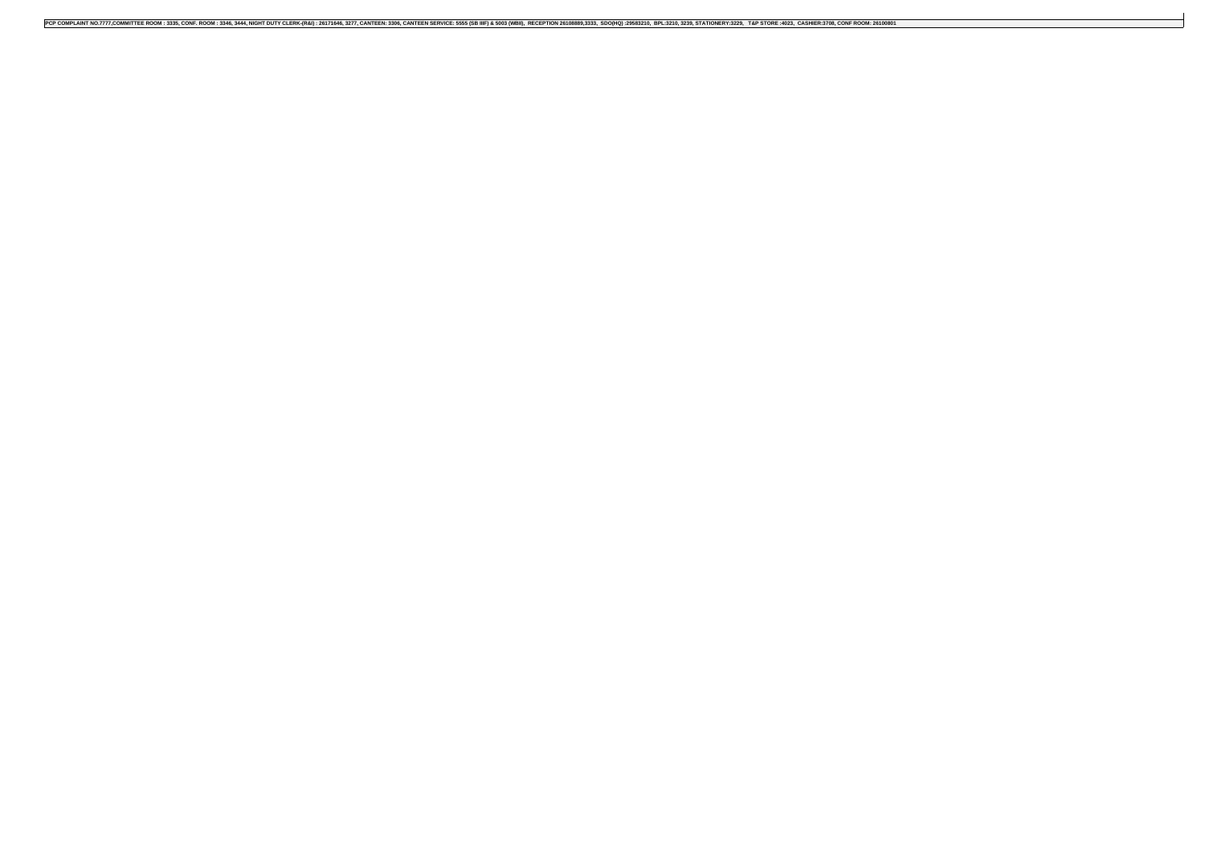PCP COMPLAINT NO.7777,COMMITTEE ROOM : 3335, CONF. ROOM : 3346, 3444, NIGHT DUTY CLERK-(R&I) : 26171646, 3277, CANTEEN: 3306, CANTEEN SERVICE: 5555 (SB IIF) & 5003 (WBII), RECEPTION 26108889,3333, SDO(HQ) :29583210, BPL:3210, 3239, STATIONERY:3229, T&P STORE :4023, CASHIER:3708, CONF ROOM: 26100801